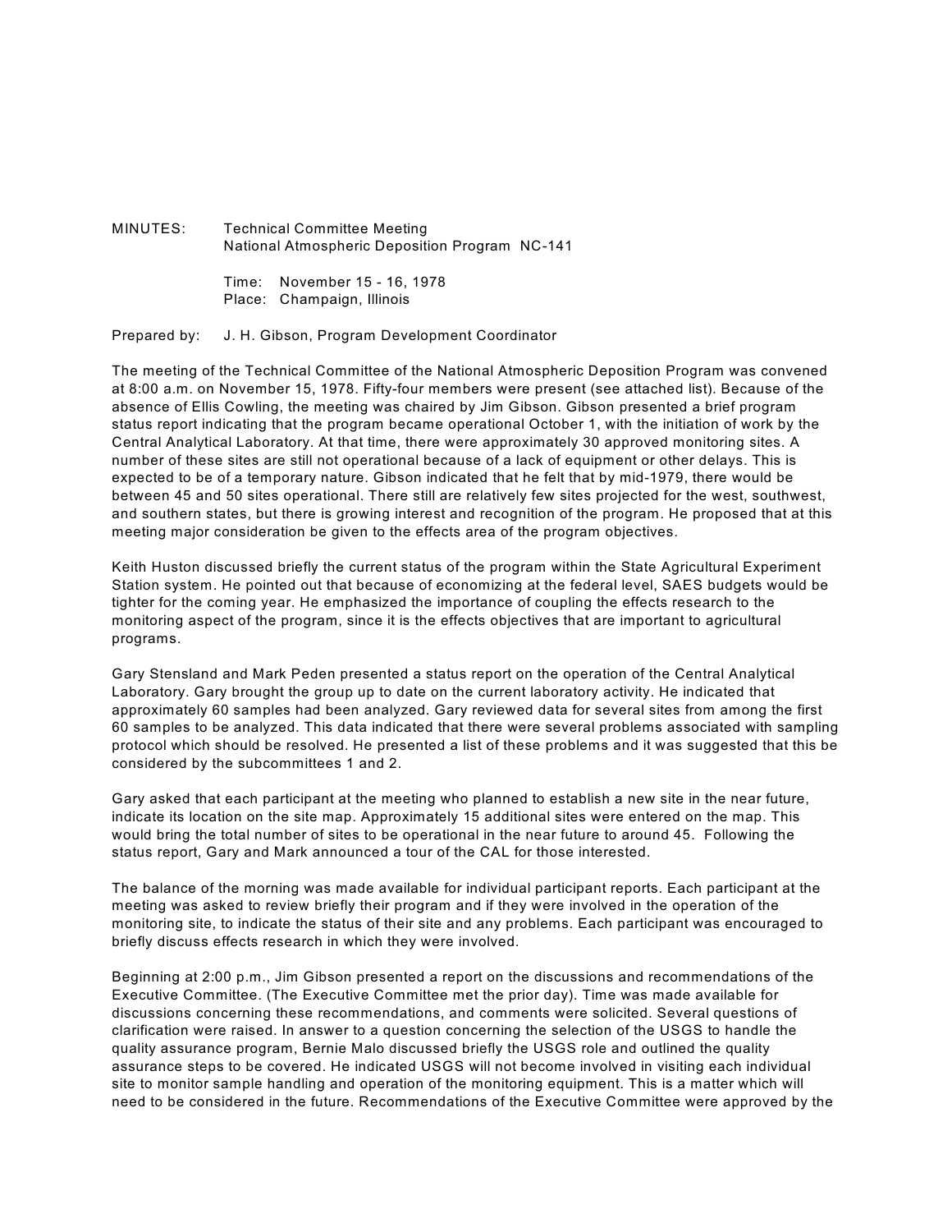MINUTES: Technical Committee Meeting
National Atmospheric Deposition Program NC-141

Time: November 15 - 16, 1978
Place: Champaign, Illinois

Prepared by: J. H. Gibson, Program Development Coordinator

The meeting of the Technical Committee of the National Atmospheric Deposition Program was convened at 8:00 a.m. on November 15, 1978. Fifty-four members were present (see attached list). Because of the absence of Ellis Cowling, the meeting was chaired by Jim Gibson. Gibson presented a brief program status report indicating that the program became operational October 1, with the initiation of work by the Central Analytical Laboratory. At that time, there were approximately 30 approved monitoring sites. A number of these sites are still not operational because of a lack of equipment or other delays. This is expected to be of a temporary nature. Gibson indicated that he felt that by mid-1979, there would be between 45 and 50 sites operational. There still are relatively few sites projected for the west, southwest, and southern states, but there is growing interest and recognition of the program. He proposed that at this meeting major consideration be given to the effects area of the program objectives.

Keith Huston discussed briefly the current status of the program within the State Agricultural Experiment Station system. He pointed out that because of economizing at the federal level, SAES budgets would be tighter for the coming year. He emphasized the importance of coupling the effects research to the monitoring aspect of the program, since it is the effects objectives that are important to agricultural programs.

Gary Stensland and Mark Peden presented a status report on the operation of the Central Analytical Laboratory. Gary brought the group up to date on the current laboratory activity. He indicated that approximately 60 samples had been analyzed. Gary reviewed data for several sites from among the first 60 samples to be analyzed. This data indicated that there were several problems associated with sampling protocol which should be resolved. He presented a list of these problems and it was suggested that this be considered by the subcommittees 1 and 2.

Gary asked that each participant at the meeting who planned to establish a new site in the near future, indicate its location on the site map. Approximately 15 additional sites were entered on the map. This would bring the total number of sites to be operational in the near future to around 45. Following the status report, Gary and Mark announced a tour of the CAL for those interested.

The balance of the morning was made available for individual participant reports. Each participant at the meeting was asked to review briefly their program and if they were involved in the operation of the monitoring site, to indicate the status of their site and any problems. Each participant was encouraged to briefly discuss effects research in which they were involved.

Beginning at 2:00 p.m., Jim Gibson presented a report on the discussions and recommendations of the Executive Committee. (The Executive Committee met the prior day). Time was made available for discussions concerning these recommendations, and comments were solicited. Several questions of clarification were raised. In answer to a question concerning the selection of the USGS to handle the quality assurance program, Bernie Malo discussed briefly the USGS role and outlined the quality assurance steps to be covered. He indicated USGS will not become involved in visiting each individual site to monitor sample handling and operation of the monitoring equipment. This is a matter which will need to be considered in the future. Recommendations of the Executive Committee were approved by the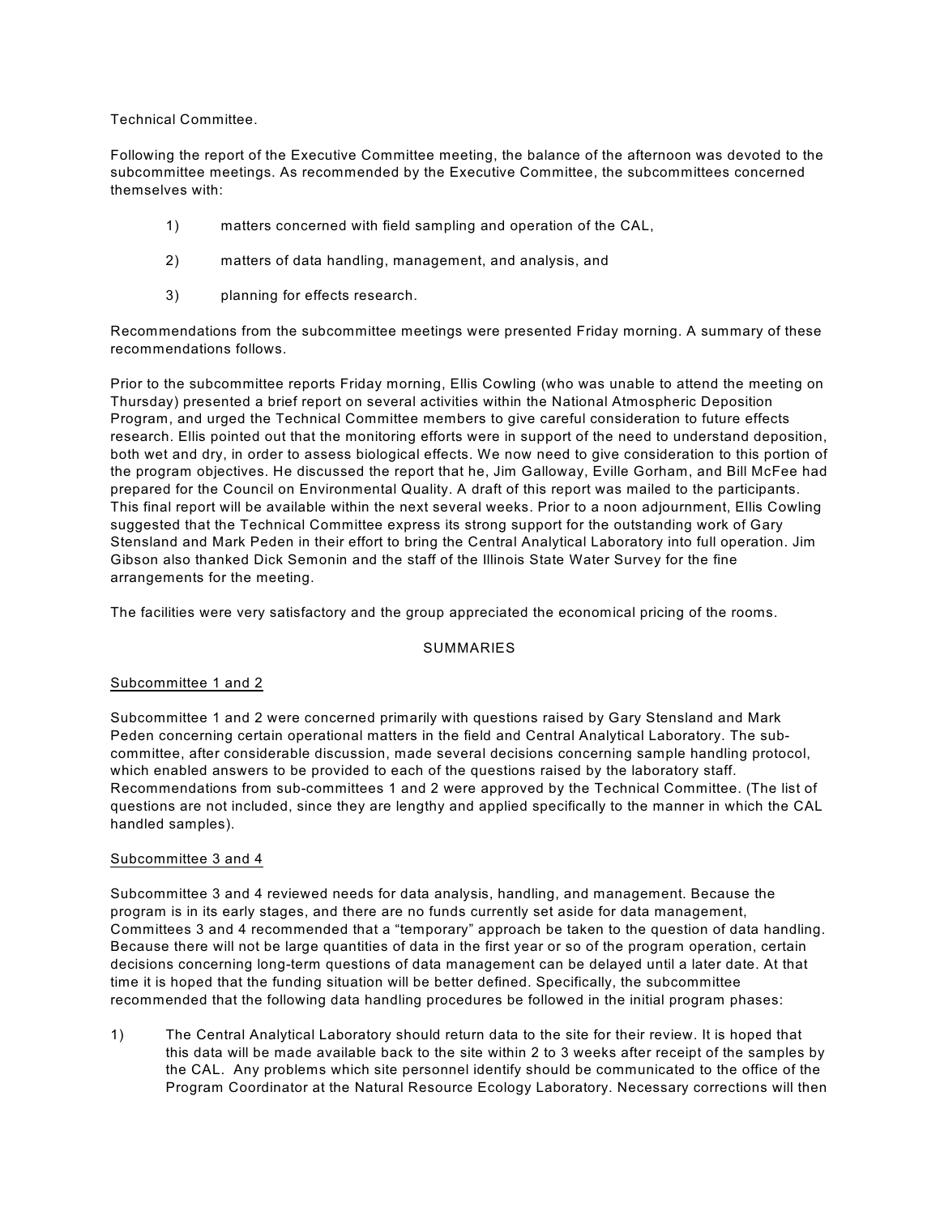Technical Committee.

Following the report of the Executive Committee meeting, the balance of the afternoon was devoted to the subcommittee meetings. As recommended by the Executive Committee, the subcommittees concerned themselves with:

1) matters concerned with field sampling and operation of the CAL,

2) matters of data handling, management, and analysis, and

3) planning for effects research.

Recommendations from the subcommittee meetings were presented Friday morning. A summary of these recommendations follows.

Prior to the subcommittee reports Friday morning, Ellis Cowling (who was unable to attend the meeting on Thursday) presented a brief report on several activities within the National Atmospheric Deposition Program, and urged the Technical Committee members to give careful consideration to future effects research. Ellis pointed out that the monitoring efforts were in support of the need to understand deposition, both wet and dry, in order to assess biological effects. We now need to give consideration to this portion of the program objectives. He discussed the report that he, Jim Galloway, Eville Gorham, and Bill McFee had prepared for the Council on Environmental Quality. A draft of this report was mailed to the participants. This final report will be available within the next several weeks. Prior to a noon adjournment, Ellis Cowling suggested that the Technical Committee express its strong support for the outstanding work of Gary Stensland and Mark Peden in their effort to bring the Central Analytical Laboratory into full operation. Jim Gibson also thanked Dick Semonin and the staff of the Illinois State Water Survey for the fine arrangements for the meeting.

The facilities were very satisfactory and the group appreciated the economical pricing of the rooms.

SUMMARIES

Subcommittee 1 and 2

Subcommittee 1 and 2 were concerned primarily with questions raised by Gary Stensland and Mark Peden concerning certain operational matters in the field and Central Analytical Laboratory. The sub-committee, after considerable discussion, made several decisions concerning sample handling protocol, which enabled answers to be provided to each of the questions raised by the laboratory staff. Recommendations from sub-committees 1 and 2 were approved by the Technical Committee. (The list of questions are not included, since they are lengthy and applied specifically to the manner in which the CAL handled samples).

Subcommittee 3 and 4

Subcommittee 3 and 4 reviewed needs for data analysis, handling, and management. Because the program is in its early stages, and there are no funds currently set aside for data management, Committees 3 and 4 recommended that a "temporary" approach be taken to the question of data handling. Because there will not be large quantities of data in the first year or so of the program operation, certain decisions concerning long-term questions of data management can be delayed until a later date. At that time it is hoped that the funding situation will be better defined. Specifically, the subcommittee recommended that the following data handling procedures be followed in the initial program phases:

1) The Central Analytical Laboratory should return data to the site for their review. It is hoped that this data will be made available back to the site within 2 to 3 weeks after receipt of the samples by the CAL. Any problems which site personnel identify should be communicated to the office of the Program Coordinator at the Natural Resource Ecology Laboratory. Necessary corrections will then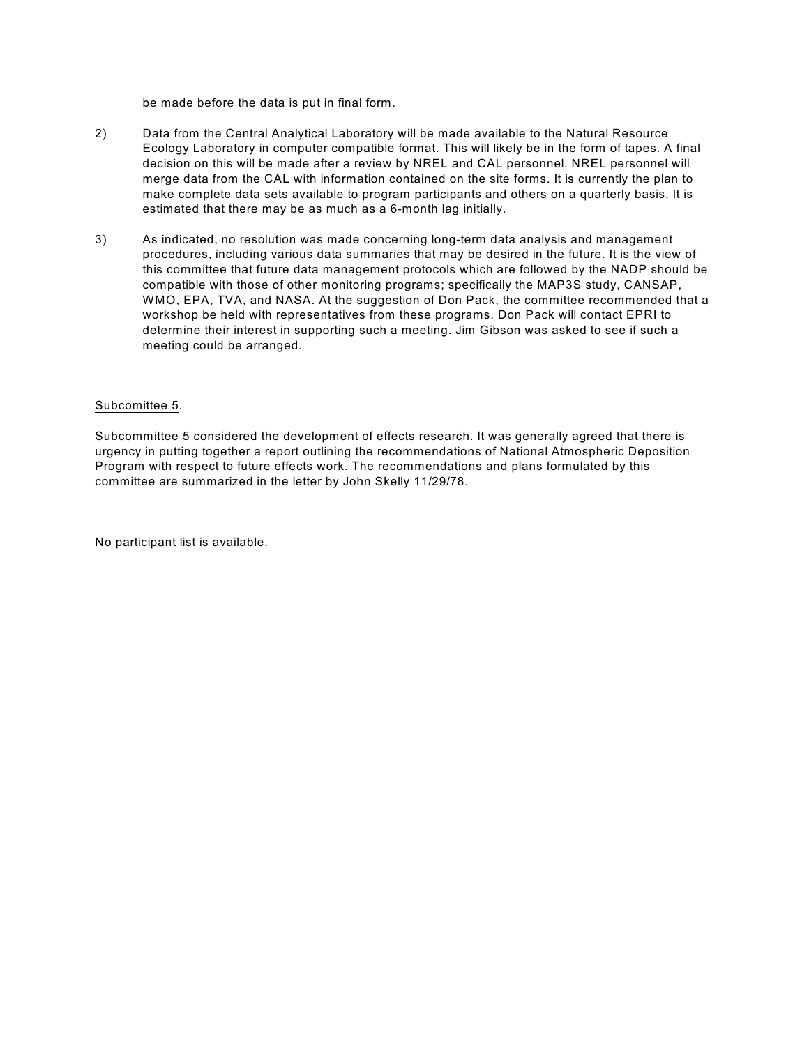be made before the data is put in final form.

2) Data from the Central Analytical Laboratory will be made available to the Natural Resource Ecology Laboratory in computer compatible format. This will likely be in the form of tapes. A final decision on this will be made after a review by NREL and CAL personnel. NREL personnel will merge data from the CAL with information contained on the site forms. It is currently the plan to make complete data sets available to program participants and others on a quarterly basis. It is estimated that there may be as much as a 6-month lag initially.

3) As indicated, no resolution was made concerning long-term data analysis and management procedures, including various data summaries that may be desired in the future. It is the view of this committee that future data management protocols which are followed by the NADP should be compatible with those of other monitoring programs; specifically the MAP3S study, CANSAP, WMO, EPA, TVA, and NASA. At the suggestion of Don Pack, the committee recommended that a workshop be held with representatives from these programs. Don Pack will contact EPRI to determine their interest in supporting such a meeting. Jim Gibson was asked to see if such a meeting could be arranged.

Subcomittee 5.

Subcommittee 5 considered the development of effects research. It was generally agreed that there is urgency in putting together a report outlining the recommendations of National Atmospheric Deposition Program with respect to future effects work. The recommendations and plans formulated by this committee are summarized in the letter by John Skelly 11/29/78.

No participant list is available.